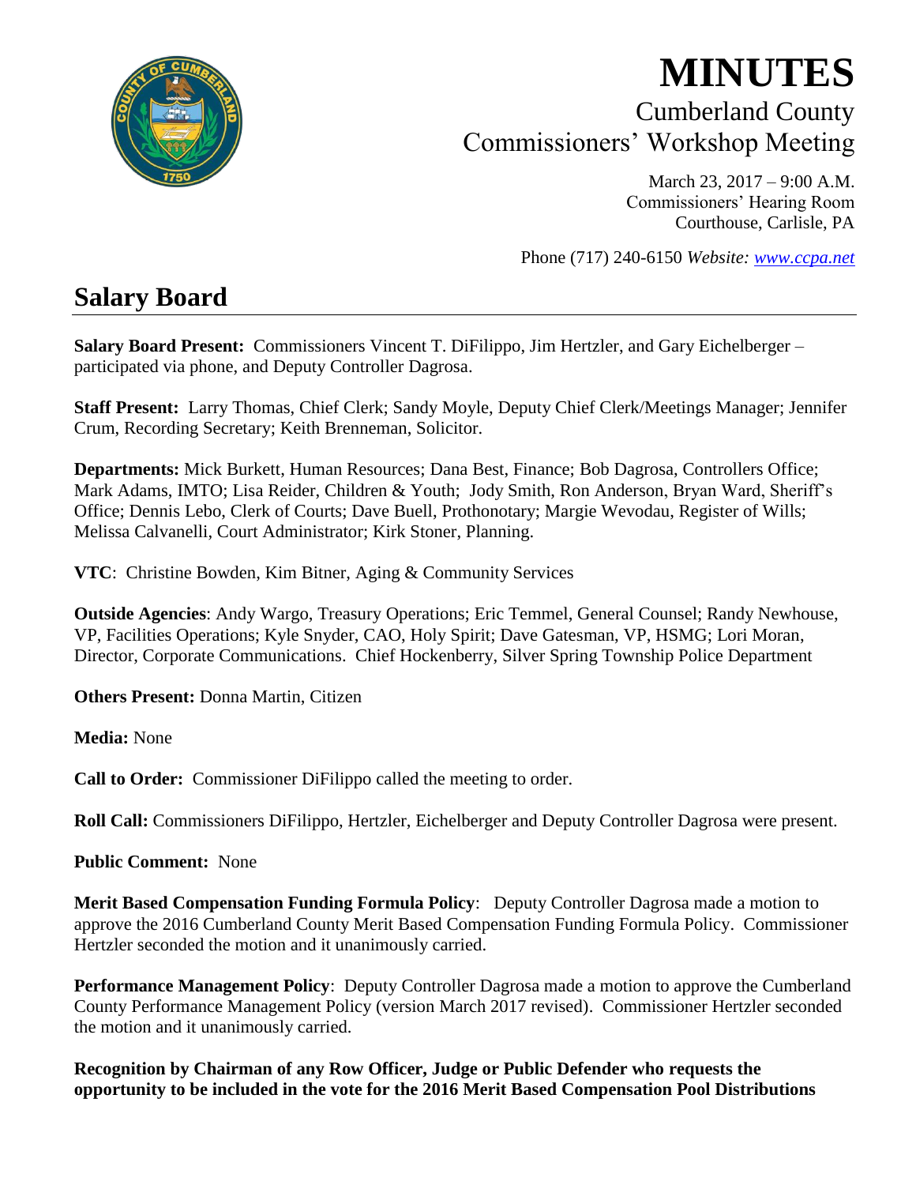# MINUTES

## Cumberland County
## Commissioners' Workshop Meeting

March 23, 2017 – 9:00 A.M.
Commissioners' Hearing Room
Courthouse, Carlisle, PA

Phone (717) 240-6150 *Website: www.ccpa.net*

# Salary Board

**Salary Board Present:** Commissioners Vincent T. DiFilippo, Jim Hertzler, and Gary Eichelberger – participated via phone, and Deputy Controller Dagrosa.

**Staff Present:** Larry Thomas, Chief Clerk; Sandy Moyle, Deputy Chief Clerk/Meetings Manager; Jennifer Crum, Recording Secretary; Keith Brenneman, Solicitor.

**Departments:** Mick Burkett, Human Resources; Dana Best, Finance; Bob Dagrosa, Controllers Office; Mark Adams, IMTO; Lisa Reider, Children & Youth; Jody Smith, Ron Anderson, Bryan Ward, Sheriff's Office; Dennis Lebo, Clerk of Courts; Dave Buell, Prothonotary; Margie Wevodau, Register of Wills; Melissa Calvanelli, Court Administrator; Kirk Stoner, Planning.

**VTC**: Christine Bowden, Kim Bitner, Aging & Community Services

**Outside Agencies**: Andy Wargo, Treasury Operations; Eric Temmel, General Counsel; Randy Newhouse, VP, Facilities Operations; Kyle Snyder, CAO, Holy Spirit; Dave Gatesman, VP, HSMG; Lori Moran, Director, Corporate Communications. Chief Hockenberry, Silver Spring Township Police Department

**Others Present:** Donna Martin, Citizen

**Media:** None

**Call to Order:** Commissioner DiFilippo called the meeting to order.

**Roll Call:** Commissioners DiFilippo, Hertzler, Eichelberger and Deputy Controller Dagrosa were present.

**Public Comment:** None

**Merit Based Compensation Funding Formula Policy**: Deputy Controller Dagrosa made a motion to approve the 2016 Cumberland County Merit Based Compensation Funding Formula Policy. Commissioner Hertzler seconded the motion and it unanimously carried.

**Performance Management Policy**: Deputy Controller Dagrosa made a motion to approve the Cumberland County Performance Management Policy (version March 2017 revised). Commissioner Hertzler seconded the motion and it unanimously carried.

**Recognition by Chairman of any Row Officer, Judge or Public Defender who requests the opportunity to be included in the vote for the 2016 Merit Based Compensation Pool Distributions**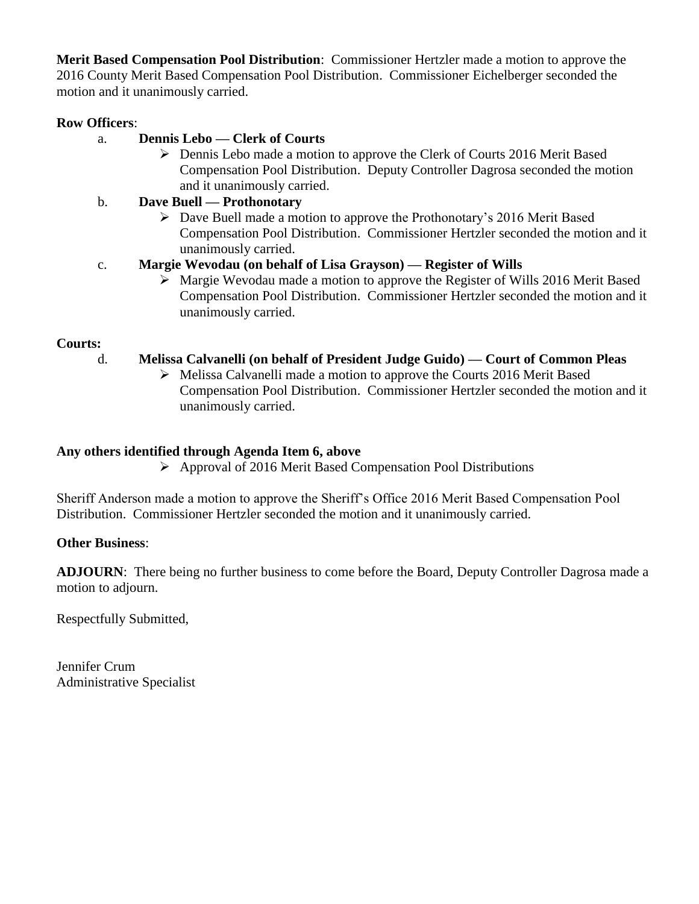**Merit Based Compensation Pool Distribution**: Commissioner Hertzler made a motion to approve the 2016 County Merit Based Compensation Pool Distribution. Commissioner Eichelberger seconded the motion and it unanimously carried.

**Row Officers**:

a. **Dennis Lebo — Clerk of Courts**
   - Dennis Lebo made a motion to approve the Clerk of Courts 2016 Merit Based Compensation Pool Distribution. Deputy Controller Dagrosa seconded the motion and it unanimously carried.

b. **Dave Buell — Prothonotary**
   - Dave Buell made a motion to approve the Prothonotary's 2016 Merit Based Compensation Pool Distribution. Commissioner Hertzler seconded the motion and it unanimously carried.

c. **Margie Wevodau (on behalf of Lisa Grayson) — Register of Wills**
   - Margie Wevodau made a motion to approve the Register of Wills 2016 Merit Based Compensation Pool Distribution. Commissioner Hertzler seconded the motion and it unanimously carried.

**Courts:**

d. **Melissa Calvanelli (on behalf of President Judge Guido) — Court of Common Pleas**
   - Melissa Calvanelli made a motion to approve the Courts 2016 Merit Based Compensation Pool Distribution. Commissioner Hertzler seconded the motion and it unanimously carried.

**Any others identified through Agenda Item 6, above**

- Approval of 2016 Merit Based Compensation Pool Distributions

Sheriff Anderson made a motion to approve the Sheriff's Office 2016 Merit Based Compensation Pool Distribution. Commissioner Hertzler seconded the motion and it unanimously carried.

**Other Business**:

**ADJOURN**: There being no further business to come before the Board, Deputy Controller Dagrosa made a motion to adjourn.

Respectfully Submitted,

Jennifer Crum
Administrative Specialist